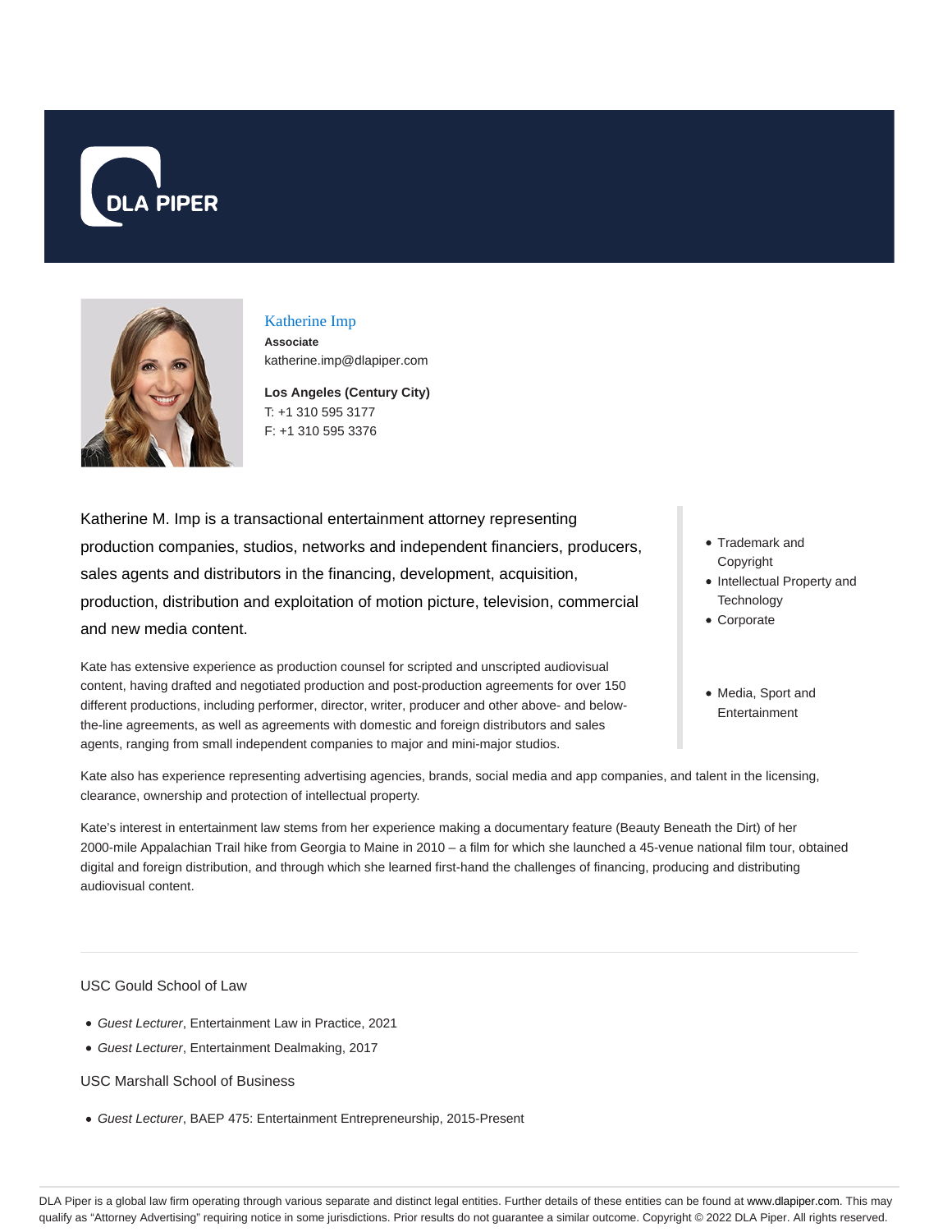# Katherine Imp

**Associate**
katherine.imp@dlapiper.com

**Los Angeles (Century City)**
T: +1 310 595 3177
F: +1 310 595 3376

Katherine M. Imp is a transactional entertainment attorney representing production companies, studios, networks and independent financiers, producers, sales agents and distributors in the financing, development, acquisition, production, distribution and exploitation of motion picture, television, commercial and new media content.

Kate has extensive experience as production counsel for scripted and unscripted audiovisual content, having drafted and negotiated production and post-production agreements for over 150 different productions, including performer, director, writer, producer and other above- and below-the-line agreements, as well as agreements with domestic and foreign distributors and sales agents, ranging from small independent companies to major and mini-major studios.

- Trademark and Copyright
- Intellectual Property and Technology
- Corporate

- Media, Sport and Entertainment

Kate also has experience representing advertising agencies, brands, social media and app companies, and talent in the licensing, clearance, ownership and protection of intellectual property.

Kate's interest in entertainment law stems from her experience making a documentary feature (Beauty Beneath the Dirt) of her 2000-mile Appalachian Trail hike from Georgia to Maine in 2010 – a film for which she launched a 45-venue national film tour, obtained digital and foreign distribution, and through which she learned first-hand the challenges of financing, producing and distributing audiovisual content.

USC Gould School of Law

- *Guest Lecturer*, Entertainment Law in Practice, 2021
- *Guest Lecturer*, Entertainment Dealmaking, 2017

USC Marshall School of Business

- *Guest Lecturer*, BAEP 475: Entertainment Entrepreneurship, 2015-Present

DLA Piper is a global law firm operating through various separate and distinct legal entities. Further details of these entities can be found at www.dlapiper.com. This may qualify as "Attorney Advertising" requiring notice in some jurisdictions. Prior results do not guarantee a similar outcome. Copyright © 2022 DLA Piper. All rights reserved.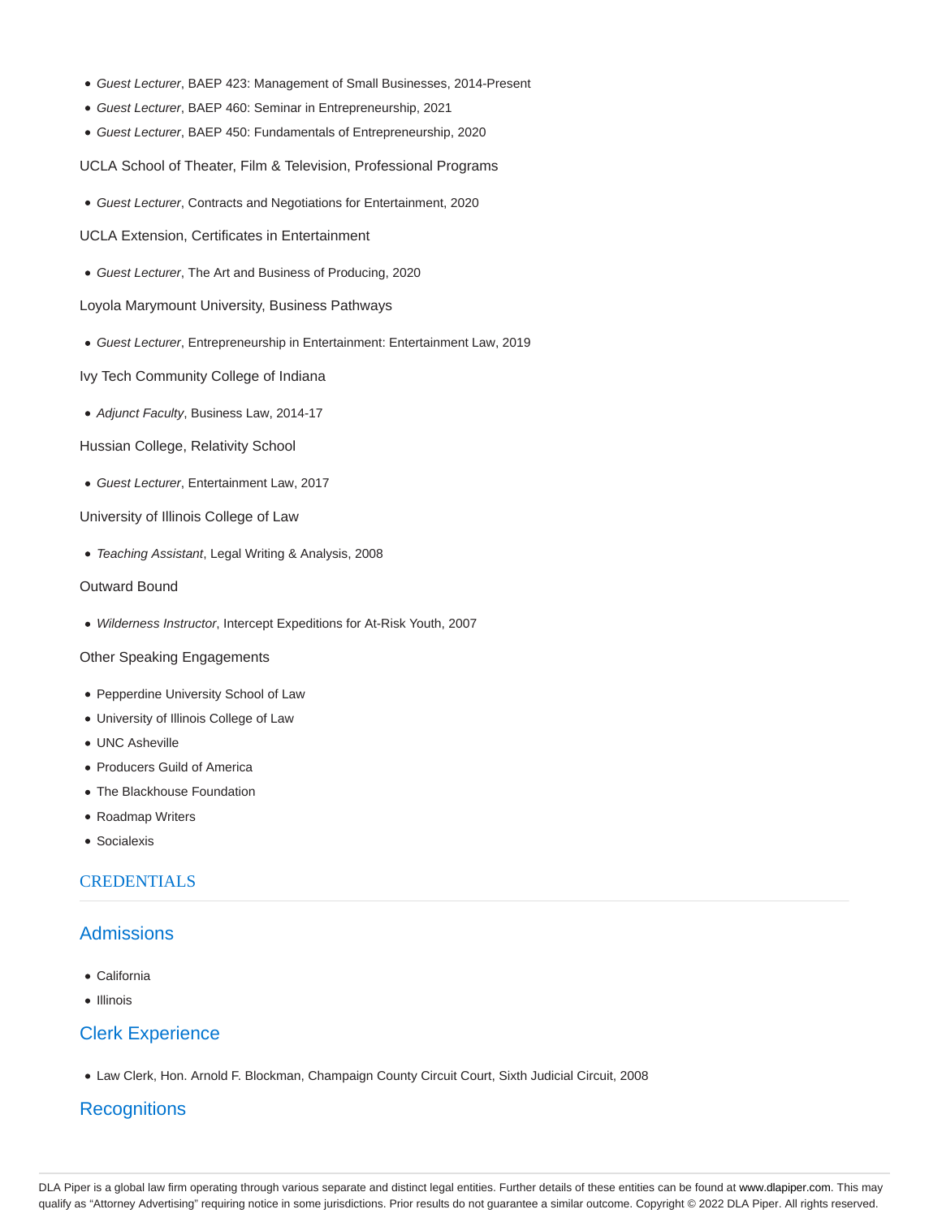- *Guest Lecturer*, BAEP 423: Management of Small Businesses, 2014-Present
- *Guest Lecturer*, BAEP 460: Seminar in Entrepreneurship, 2021
- *Guest Lecturer*, BAEP 450: Fundamentals of Entrepreneurship, 2020

UCLA School of Theater, Film & Television, Professional Programs

- *Guest Lecturer*, Contracts and Negotiations for Entertainment, 2020

UCLA Extension, Certificates in Entertainment

- *Guest Lecturer*, The Art and Business of Producing, 2020

Loyola Marymount University, Business Pathways

- *Guest Lecturer*, Entrepreneurship in Entertainment: Entertainment Law, 2019

Ivy Tech Community College of Indiana

- *Adjunct Faculty*, Business Law, 2014-17

Hussian College, Relativity School

- *Guest Lecturer*, Entertainment Law, 2017

University of Illinois College of Law

- *Teaching Assistant*, Legal Writing & Analysis, 2008

Outward Bound

- *Wilderness Instructor*, Intercept Expeditions for At-Risk Youth, 2007

Other Speaking Engagements

- Pepperdine University School of Law
- University of Illinois College of Law
- UNC Asheville
- Producers Guild of America
- The Blackhouse Foundation
- Roadmap Writers
- Socialexis

## CREDENTIALS

### Admissions

- California
- Illinois

### Clerk Experience

- Law Clerk, Hon. Arnold F. Blockman, Champaign County Circuit Court, Sixth Judicial Circuit, 2008

### Recognitions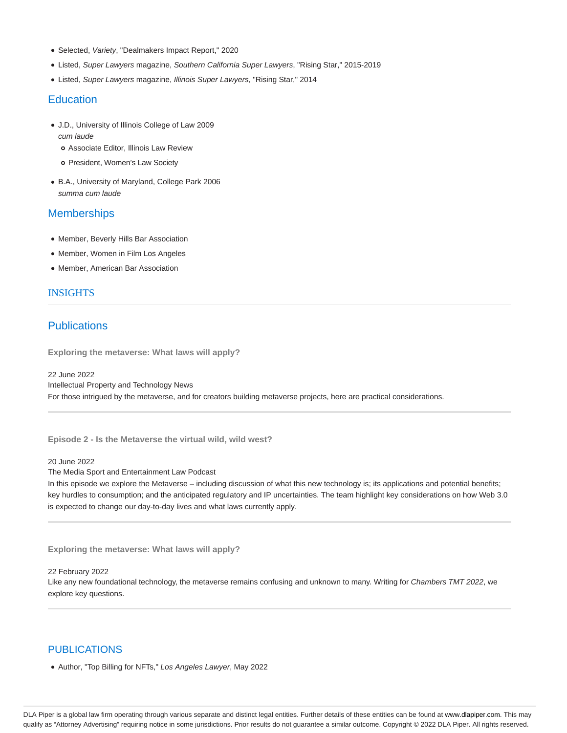- Selected, *Variety*, "Dealmakers Impact Report," 2020
- Listed, *Super Lawyers* magazine, *Southern California Super Lawyers*, "Rising Star," 2015-2019
- Listed, *Super Lawyers* magazine, *Illinois Super Lawyers*, "Rising Star," 2014

## Education

- J.D., University of Illinois College of Law 2009
  *cum laude*
  - Associate Editor, Illinois Law Review
  - President, Women's Law Society
- B.A., University of Maryland, College Park 2006
  *summa cum laude*

## Memberships

- Member, Beverly Hills Bar Association
- Member, Women in Film Los Angeles
- Member, American Bar Association

## INSIGHTS

## Publications

**Exploring the metaverse: What laws will apply?**

22 June 2022
Intellectual Property and Technology News
For those intrigued by the metaverse, and for creators building metaverse projects, here are practical considerations.

**Episode 2 - Is the Metaverse the virtual wild, wild west?**

20 June 2022
The Media Sport and Entertainment Law Podcast
In this episode we explore the Metaverse – including discussion of what this new technology is; its applications and potential benefits; key hurdles to consumption; and the anticipated regulatory and IP uncertainties. The team highlight key considerations on how Web 3.0 is expected to change our day-to-day lives and what laws currently apply.

**Exploring the metaverse: What laws will apply?**

22 February 2022
Like any new foundational technology, the metaverse remains confusing and unknown to many. Writing for *Chambers TMT 2022*, we explore key questions.

## PUBLICATIONS

- Author, "Top Billing for NFTs," *Los Angeles Lawyer*, May 2022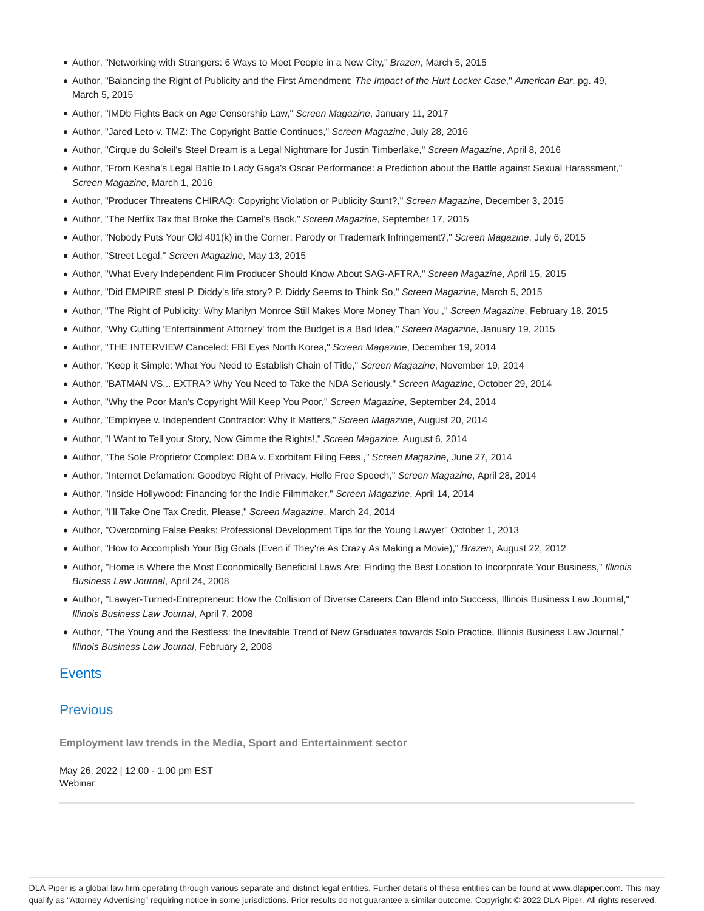- Author, "Networking with Strangers: 6 Ways to Meet People in a New City," *Brazen*, March 5, 2015
- Author, "Balancing the Right of Publicity and the First Amendment: *The Impact of the Hurt Locker Case*," *American Bar*, pg. 49, March 5, 2015
- Author, "IMDb Fights Back on Age Censorship Law," *Screen Magazine*, January 11, 2017
- Author, "Jared Leto v. TMZ: The Copyright Battle Continues," *Screen Magazine*, July 28, 2016
- Author, "Cirque du Soleil's Steel Dream is a Legal Nightmare for Justin Timberlake," *Screen Magazine*, April 8, 2016
- Author, "From Kesha's Legal Battle to Lady Gaga's Oscar Performance: a Prediction about the Battle against Sexual Harassment," *Screen Magazine*, March 1, 2016
- Author, "Producer Threatens CHIRAQ: Copyright Violation or Publicity Stunt?," *Screen Magazine*, December 3, 2015
- Author, "The Netflix Tax that Broke the Camel's Back," *Screen Magazine*, September 17, 2015
- Author, "Nobody Puts Your Old 401(k) in the Corner: Parody or Trademark Infringement?," *Screen Magazine*, July 6, 2015
- Author, "Street Legal," *Screen Magazine*, May 13, 2015
- Author, "What Every Independent Film Producer Should Know About SAG-AFTRA," *Screen Magazine*, April 15, 2015
- Author, "Did EMPIRE steal P. Diddy's life story? P. Diddy Seems to Think So," *Screen Magazine*, March 5, 2015
- Author, "The Right of Publicity: Why Marilyn Monroe Still Makes More Money Than You ," *Screen Magazine*, February 18, 2015
- Author, "Why Cutting 'Entertainment Attorney' from the Budget is a Bad Idea," *Screen Magazine*, January 19, 2015
- Author, "THE INTERVIEW Canceled: FBI Eyes North Korea," *Screen Magazine*, December 19, 2014
- Author, "Keep it Simple: What You Need to Establish Chain of Title," *Screen Magazine*, November 19, 2014
- Author, "BATMAN VS... EXTRA? Why You Need to Take the NDA Seriously," *Screen Magazine*, October 29, 2014
- Author, "Why the Poor Man's Copyright Will Keep You Poor," *Screen Magazine*, September 24, 2014
- Author, "Employee v. Independent Contractor: Why It Matters," *Screen Magazine*, August 20, 2014
- Author, "I Want to Tell your Story, Now Gimme the Rights!," *Screen Magazine*, August 6, 2014
- Author, "The Sole Proprietor Complex: DBA v. Exorbitant Filing Fees ," *Screen Magazine*, June 27, 2014
- Author, "Internet Defamation: Goodbye Right of Privacy, Hello Free Speech," *Screen Magazine*, April 28, 2014
- Author, "Inside Hollywood: Financing for the Indie Filmmaker," *Screen Magazine*, April 14, 2014
- Author, "I'll Take One Tax Credit, Please," *Screen Magazine*, March 24, 2014
- Author, "Overcoming False Peaks: Professional Development Tips for the Young Lawyer" October 1, 2013
- Author, "How to Accomplish Your Big Goals (Even if They're As Crazy As Making a Movie)," *Brazen*, August 22, 2012
- Author, "Home is Where the Most Economically Beneficial Laws Are: Finding the Best Location to Incorporate Your Business," *Illinois Business Law Journal*, April 24, 2008
- Author, "Lawyer-Turned-Entrepreneur: How the Collision of Diverse Careers Can Blend into Success, Illinois Business Law Journal," *Illinois Business Law Journal*, April 7, 2008
- Author, "The Young and the Restless: the Inevitable Trend of New Graduates towards Solo Practice, Illinois Business Law Journal," *Illinois Business Law Journal*, February 2, 2008

## Events

## Previous

**Employment law trends in the Media, Sport and Entertainment sector**

May 26, 2022 | 12:00 - 1:00 pm EST
Webinar

DLA Piper is a global law firm operating through various separate and distinct legal entities. Further details of these entities can be found at www.dlapiper.com. This may qualify as "Attorney Advertising" requiring notice in some jurisdictions. Prior results do not guarantee a similar outcome. Copyright © 2022 DLA Piper. All rights reserved.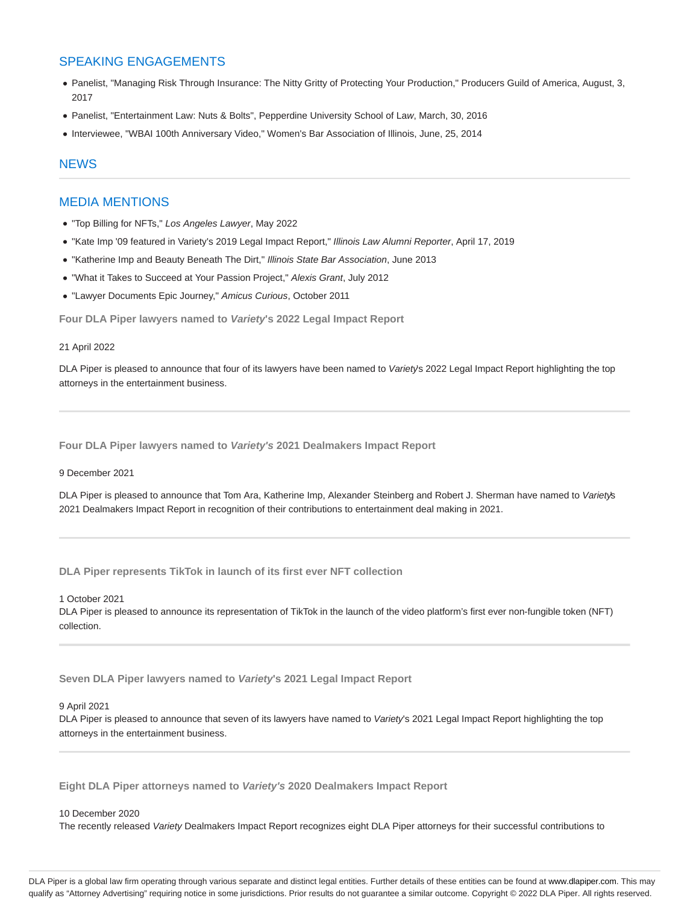## SPEAKING ENGAGEMENTS

- Panelist, "Managing Risk Through Insurance: The Nitty Gritty of Protecting Your Production," Producers Guild of America, August, 3, 2017
- Panelist, "Entertainment Law: Nuts & Bolts", Pepperdine University School of Law, March, 30, 2016
- Interviewee, "WBAI 100th Anniversary Video," Women's Bar Association of Illinois, June, 25, 2014

## NEWS

## MEDIA MENTIONS

- "Top Billing for NFTs," *Los Angeles Lawyer*, May 2022
- "Kate Imp '09 featured in Variety's 2019 Legal Impact Report," *Illinois Law Alumni Reporter*, April 17, 2019
- "Katherine Imp and Beauty Beneath The Dirt," *Illinois State Bar Association*, June 2013
- "What it Takes to Succeed at Your Passion Project," *Alexis Grant*, July 2012
- "Lawyer Documents Epic Journey," *Amicus Curious*, October 2011

**Four DLA Piper lawyers named to *Variety*'s 2022 Legal Impact Report**

21 April 2022

DLA Piper is pleased to announce that four of its lawyers have been named to *Variety*'s 2022 Legal Impact Report highlighting the top attorneys in the entertainment business.

---

**Four DLA Piper lawyers named to *Variety's* 2021 Dealmakers Impact Report**

9 December 2021

DLA Piper is pleased to announce that Tom Ara, Katherine Imp, Alexander Steinberg and Robert J. Sherman have named to *Variety*'s 2021 Dealmakers Impact Report in recognition of their contributions to entertainment deal making in 2021.

---

**DLA Piper represents TikTok in launch of its first ever NFT collection**

1 October 2021

DLA Piper is pleased to announce its representation of TikTok in the launch of the video platform's first ever non-fungible token (NFT) collection.

---

**Seven DLA Piper lawyers named to *Variety*'s 2021 Legal Impact Report**

9 April 2021

DLA Piper is pleased to announce that seven of its lawyers have named to *Variety*'s 2021 Legal Impact Report highlighting the top attorneys in the entertainment business.

---

**Eight DLA Piper attorneys named to *Variety's* 2020 Dealmakers Impact Report**

10 December 2020

The recently released *Variety* Dealmakers Impact Report recognizes eight DLA Piper attorneys for their successful contributions to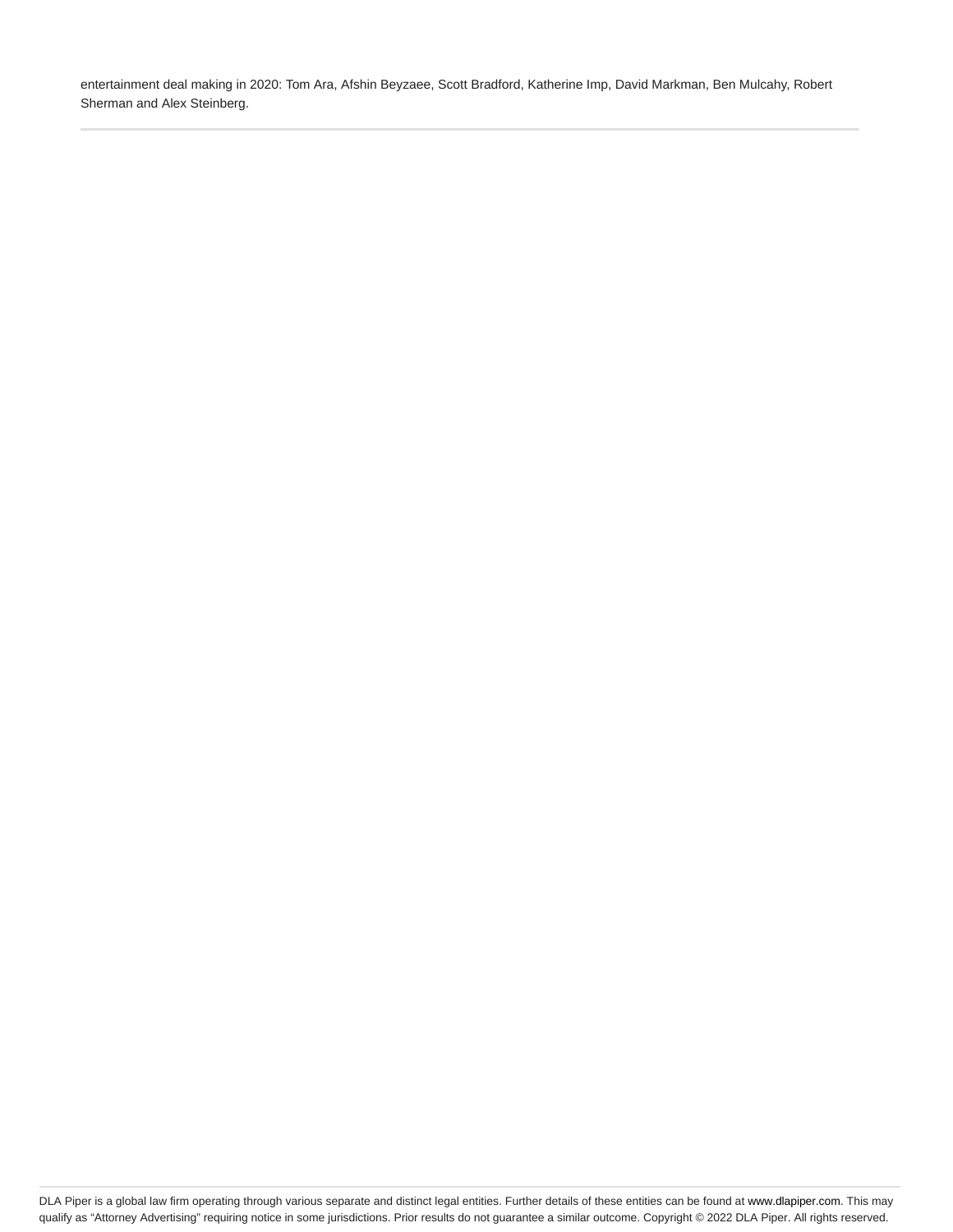entertainment deal making in 2020: Tom Ara, Afshin Beyzaee, Scott Bradford, Katherine Imp, David Markman, Ben Mulcahy, Robert Sherman and Alex Steinberg.

---

DLA Piper is a global law firm operating through various separate and distinct legal entities. Further details of these entities can be found at www.dlapiper.com. This may qualify as "Attorney Advertising" requiring notice in some jurisdictions. Prior results do not guarantee a similar outcome. Copyright © 2022 DLA Piper. All rights reserved.